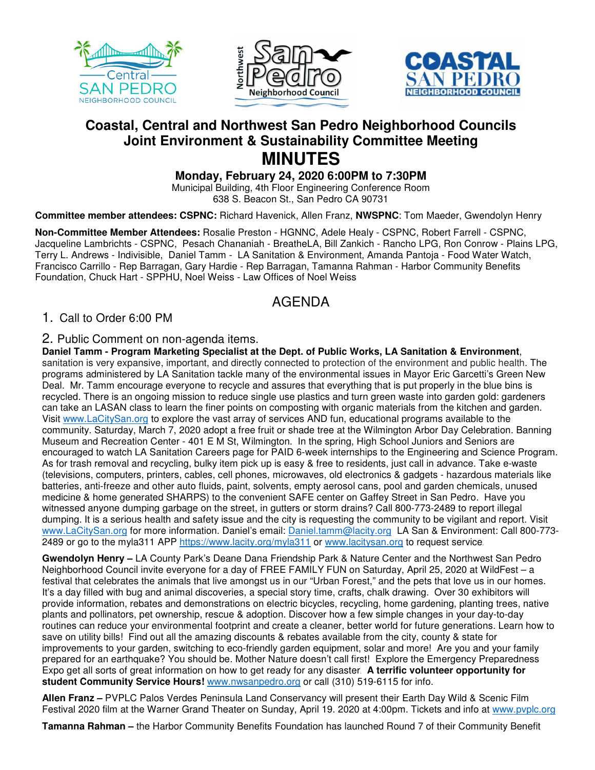# Coastal, Central and Northwest San Pedro Neighborhood Councils Joint Environment & Sustainability Committee Meeting

# MINUTES

**Monday, February 24, 2020 6:00PM to 7:30PM**
Municipal Building, 4th Floor Engineering Conference Room
638 S. Beacon St., San Pedro CA 90731

**Committee member attendees: CSPNC:** Richard Havenick, Allen Franz, **NWSPNC**: Tom Maeder, Gwendolyn Henry

**Non-Committee Member Attendees:** Rosalie Preston - HGNNC, Adele Healy - CSPNC, Robert Farrell - CSPNC, Jacqueline Lambrichts - CSPNC, Pesach Chananiah - BreatheLA, Bill Zankich - Rancho LPG, Ron Conrow - Plains LPG, Terry L. Andrews - Indivisible, Daniel Tamm - LA Sanitation & Environment, Amanda Pantoja - Food Water Watch, Francisco Carrillo - Rep Barragan, Gary Hardie - Rep Barragan, Tamanna Rahman - Harbor Community Benefits Foundation, Chuck Hart - SPPHU, Noel Weiss - Law Offices of Noel Weiss

## AGENDA

1. Call to Order 6:00 PM

2. Public Comment on non-agenda items.

**Daniel Tamm - Program Marketing Specialist at the Dept. of Public Works, LA Sanitation & Environment**, sanitation is very expansive, important, and directly connected to protection of the environment and public health. The programs administered by LA Sanitation tackle many of the environmental issues in Mayor Eric Garcetti's Green New Deal. Mr. Tamm encourage everyone to recycle and assures that everything that is put properly in the blue bins is recycled. There is an ongoing mission to reduce single use plastics and turn green waste into garden gold: gardeners can take an LASAN class to learn the finer points on composting with organic materials from the kitchen and garden. Visit www.LaCitySan.org to explore the vast array of services AND fun, educational programs available to the community. Saturday, March 7, 2020 adopt a free fruit or shade tree at the Wilmington Arbor Day Celebration. Banning Museum and Recreation Center - 401 E M St, Wilmington. In the spring, High School Juniors and Seniors are encouraged to watch LA Sanitation Careers page for PAID 6-week internships to the Engineering and Science Program. As for trash removal and recycling, bulky item pick up is easy & free to residents, just call in advance. Take e-waste (televisions, computers, printers, cables, cell phones, microwaves, old electronics & gadgets - hazardous materials like batteries, anti-freeze and other auto fluids, paint, solvents, empty aerosol cans, pool and garden chemicals, unused medicine & home generated SHARPS) to the convenient SAFE center on Gaffey Street in San Pedro. Have you witnessed anyone dumping garbage on the street, in gutters or storm drains? Call 800-773-2489 to report illegal dumping. It is a serious health and safety issue and the city is requesting the community to be vigilant and report. Visit www.LaCitySan.org for more information. Daniel's email: Daniel.tamm@lacity.org LA San & Environment: Call 800-773-2489 or go to the myla311 APP https://www.lacity.org/myla311 or www.lacitysan.org to request service.

**Gwendolyn Henry –** LA County Park's Deane Dana Friendship Park & Nature Center and the Northwest San Pedro Neighborhood Council invite everyone for a day of FREE FAMILY FUN on Saturday, April 25, 2020 at WildFest – a festival that celebrates the animals that live amongst us in our "Urban Forest," and the pets that love us in our homes. It's a day filled with bug and animal discoveries, a special story time, crafts, chalk drawing. Over 30 exhibitors will provide information, rebates and demonstrations on electric bicycles, recycling, home gardening, planting trees, native plants and pollinators, pet ownership, rescue & adoption. Discover how a few simple changes in your day-to-day routines can reduce your environmental footprint and create a cleaner, better world for future generations. Learn how to save on utility bills! Find out all the amazing discounts & rebates available from the city, county & state for improvements to your garden, switching to eco-friendly garden equipment, solar and more! Are you and your family prepared for an earthquake? You should be. Mother Nature doesn't call first! Explore the Emergency Preparedness Expo get all sorts of great information on how to get ready for any disaster. **A terrific volunteer opportunity for student Community Service Hours!** www.nwsanpedro.org or call (310) 519-6115 for info.

**Allen Franz –** PVPLC Palos Verdes Peninsula Land Conservancy will present their Earth Day Wild & Scenic Film Festival 2020 film at the Warner Grand Theater on Sunday, April 19. 2020 at 4:00pm. Tickets and info at www.pvplc.org

**Tamanna Rahman –** the Harbor Community Benefits Foundation has launched Round 7 of their Community Benefit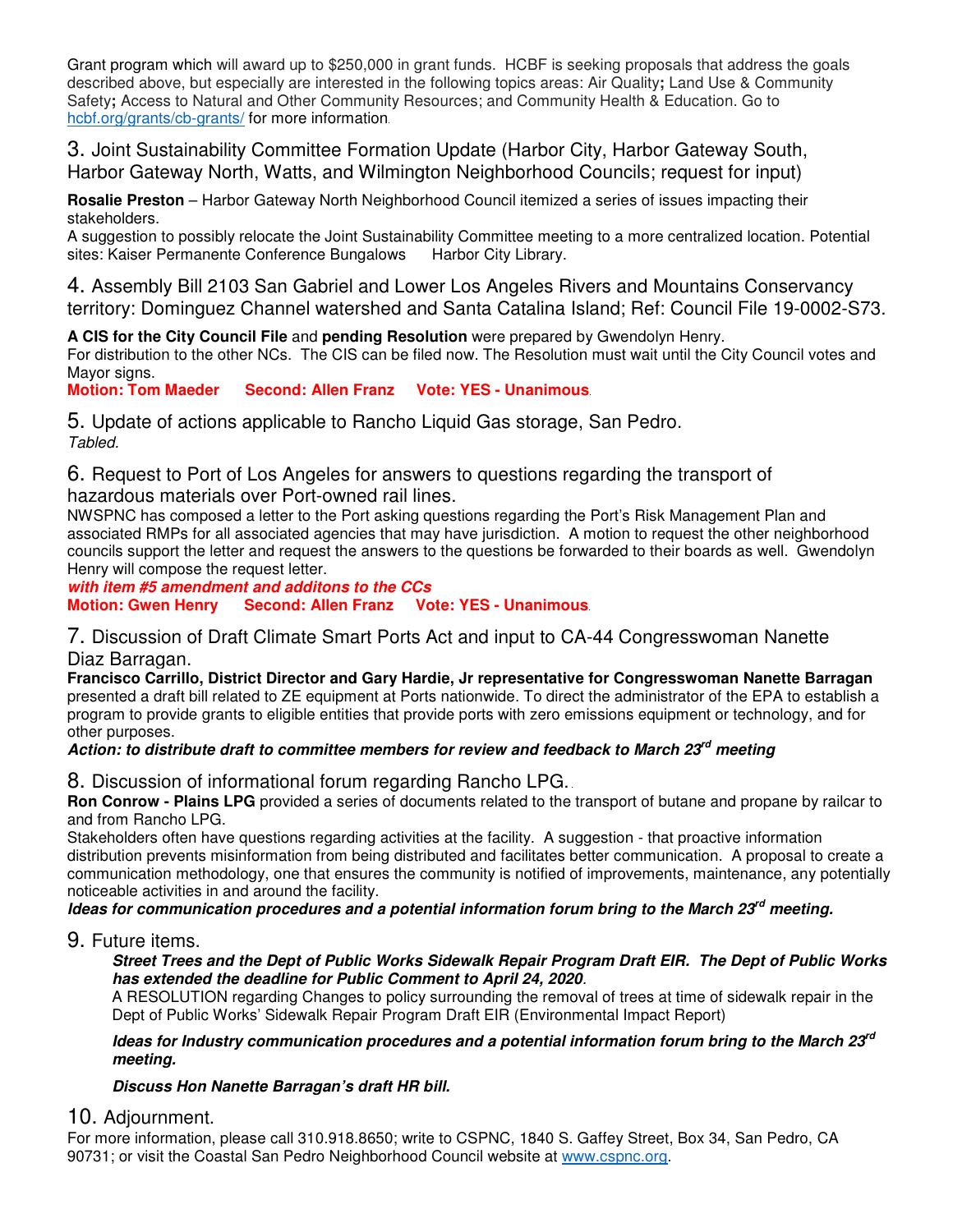Grant program which will award up to $250,000 in grant funds. HCBF is seeking proposals that address the goals described above, but especially are interested in the following topics areas: Air Quality; Land Use & Community Safety; Access to Natural and Other Community Resources; and Community Health & Education. Go to hcbf.org/grants/cb-grants/ for more information.

3. Joint Sustainability Committee Formation Update (Harbor City, Harbor Gateway South, Harbor Gateway North, Watts, and Wilmington Neighborhood Councils; request for input)

**Rosalie Preston** – Harbor Gateway North Neighborhood Council itemized a series of issues impacting their stakeholders.
A suggestion to possibly relocate the Joint Sustainability Committee meeting to a more centralized location. Potential sites: Kaiser Permanente Conference Bungalows   Harbor City Library.

4. Assembly Bill 2103 San Gabriel and Lower Los Angeles Rivers and Mountains Conservancy territory: Dominguez Channel watershed and Santa Catalina Island; Ref: Council File 19-0002-S73.

**A CIS for the City Council File** and **pending Resolution** were prepared by Gwendolyn Henry.
For distribution to the other NCs. The CIS can be filed now. The Resolution must wait until the City Council votes and Mayor signs.
**Motion: Tom Maeder   Second: Allen Franz   Vote: YES - Unanimous.**

5. Update of actions applicable to Rancho Liquid Gas storage, San Pedro.
*Tabled.*

6. Request to Port of Los Angeles for answers to questions regarding the transport of hazardous materials over Port-owned rail lines.
NWSPNC has composed a letter to the Port asking questions regarding the Port's Risk Management Plan and associated RMPs for all associated agencies that may have jurisdiction. A motion to request the other neighborhood councils support the letter and request the answers to the questions be forwarded to their boards as well. Gwendolyn Henry will compose the request letter.
***with item #5 amendment and additons to the CCs***
**Motion: Gwen Henry   Second: Allen Franz   Vote: YES - Unanimous.**

7. Discussion of Draft Climate Smart Ports Act and input to CA-44 Congresswoman Nanette Diaz Barragan.
**Francisco Carrillo, District Director and Gary Hardie, Jr representative for Congresswoman Nanette Barragan** presented a draft bill related to ZE equipment at Ports nationwide. To direct the administrator of the EPA to establish a program to provide grants to eligible entities that provide ports with zero emissions equipment or technology, and for other purposes.
***Action: to distribute draft to committee members for review and feedback to March 23rd meeting***

8. Discussion of informational forum regarding Rancho LPG.
**Ron Conrow - Plains LPG** provided a series of documents related to the transport of butane and propane by railcar to and from Rancho LPG.
Stakeholders often have questions regarding activities at the facility. A suggestion - that proactive information distribution prevents misinformation from being distributed and facilitates better communication. A proposal to create a communication methodology, one that ensures the community is notified of improvements, maintenance, any potentially noticeable activities in and around the facility.
***Ideas for communication procedures and a potential information forum bring to the March 23rd meeting.***

9. Future items.

***Street Trees and the Dept of Public Works Sidewalk Repair Program Draft EIR. The Dept of Public Works has extended the deadline for Public Comment to April 24, 2020.***
A RESOLUTION regarding Changes to policy surrounding the removal of trees at time of sidewalk repair in the Dept of Public Works' Sidewalk Repair Program Draft EIR (Environmental Impact Report)

***Ideas for Industry communication procedures and a potential information forum bring to the March 23rd meeting.***

***Discuss Hon Nanette Barragan's draft HR bill.***

10. Adjournment.
For more information, please call 310.918.8650; write to CSPNC, 1840 S. Gaffey Street, Box 34, San Pedro, CA 90731; or visit the Coastal San Pedro Neighborhood Council website at www.cspnc.org.